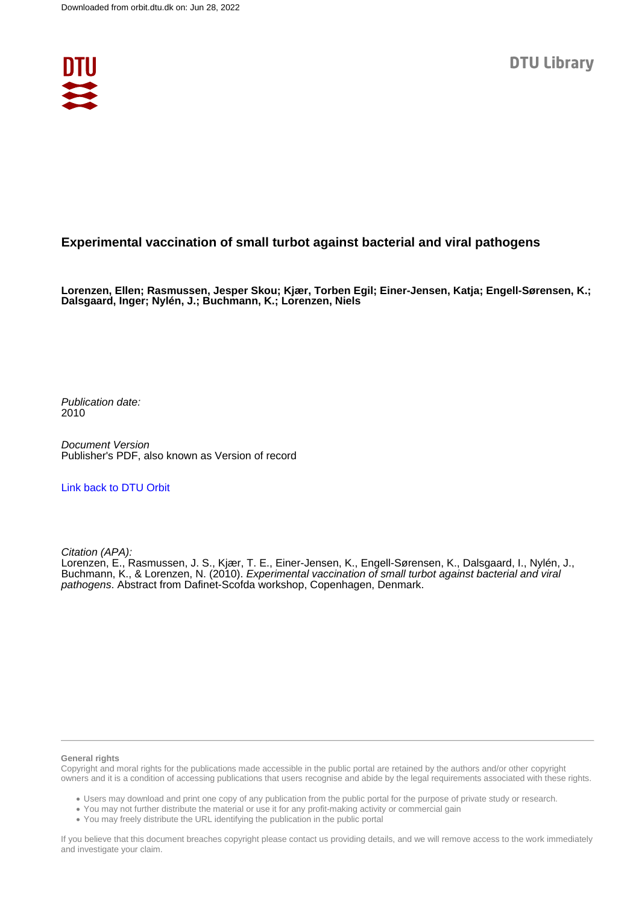Downloaded from orbit.dtu.dk on: Jun 28, 2022

DTU Library

# Experimental vaccination of small turbot against bacterial and viral pathogens

**Lorenzen, Ellen; Rasmussen, Jesper Skou; Kjær, Torben Egil; Einer-Jensen, Katja; Engell-Sørensen, K.; Dalsgaard, Inger; Nylén, J.; Buchmann, K.; Lorenzen, Niels**

*Publication date:*
2010

*Document Version*
Publisher's PDF, also known as Version of record

[Link back to DTU Orbit](#)

*Citation (APA):*
Lorenzen, E., Rasmussen, J. S., Kjær, T. E., Einer-Jensen, K., Engell-Sørensen, K., Dalsgaard, I., Nylén, J., Buchmann, K., & Lorenzen, N. (2010). *Experimental vaccination of small turbot against bacterial and viral pathogens*. Abstract from Dafinet-Scofda workshop, Copenhagen, Denmark.

**General rights**
Copyright and moral rights for the publications made accessible in the public portal are retained by the authors and/or other copyright owners and it is a condition of accessing publications that users recognise and abide by the legal requirements associated with these rights.

- Users may download and print one copy of any publication from the public portal for the purpose of private study or research.
- You may not further distribute the material or use it for any profit-making activity or commercial gain
- You may freely distribute the URL identifying the publication in the public portal

If you believe that this document breaches copyright please contact us providing details, and we will remove access to the work immediately and investigate your claim.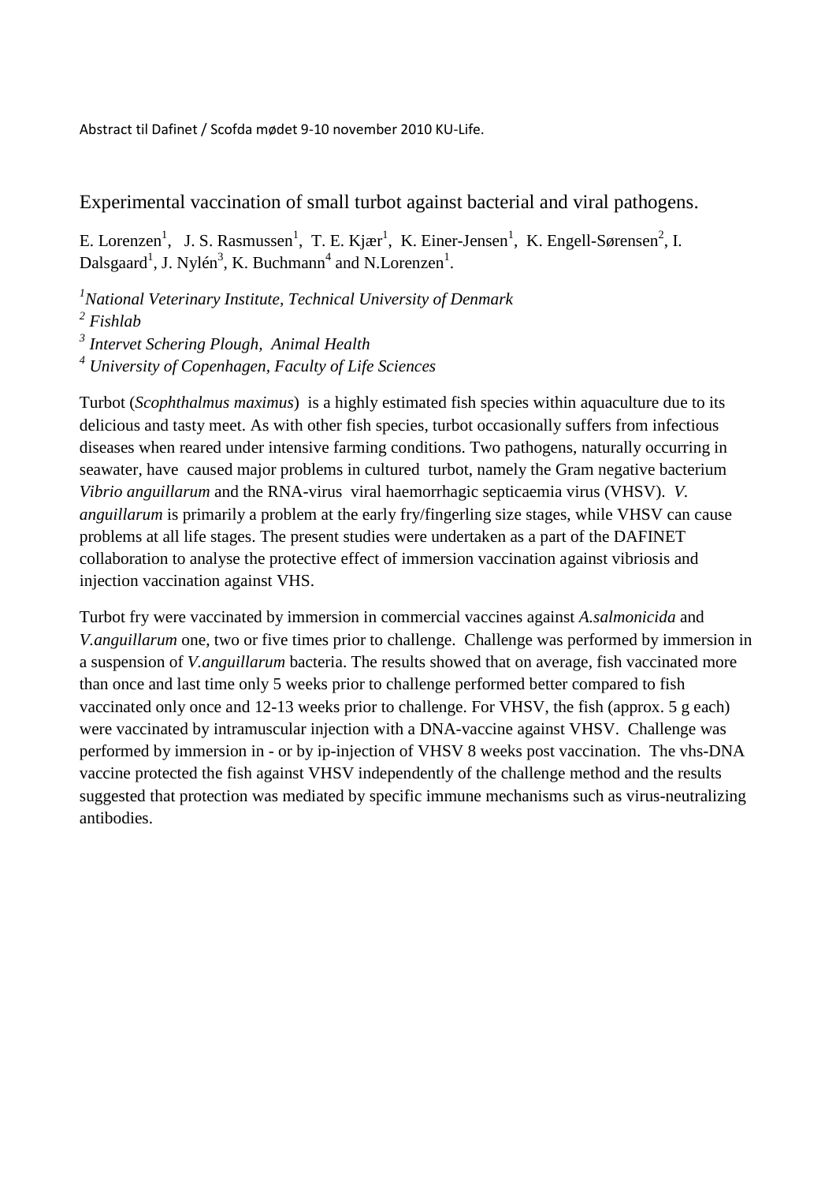Abstract til Dafinet / Scofda mødet 9-10 november 2010 KU-Life.

# Experimental vaccination of small turbot against bacterial and viral pathogens.

E. Lorenzen[1], J. S. Rasmussen[1], T. E. Kjær[1], K. Einer-Jensen[1], K. Engell-Sørensen[2], I. Dalsgaard[1], J. Nylén[3], K. Buchmann[4] and N.Lorenzen[1].

*[1]National Veterinary Institute, Technical University of Denmark*
*[2] Fishlab*
*[3] Intervet Schering Plough, Animal Health*
*[4] University of Copenhagen, Faculty of Life Sciences*

Turbot (*Scophthalmus maximus*) is a highly estimated fish species within aquaculture due to its delicious and tasty meet. As with other fish species, turbot occasionally suffers from infectious diseases when reared under intensive farming conditions. Two pathogens, naturally occurring in seawater, have caused major problems in cultured turbot, namely the Gram negative bacterium *Vibrio anguillarum* and the RNA-virus viral haemorrhagic septicaemia virus (VHSV). *V. anguillarum* is primarily a problem at the early fry/fingerling size stages, while VHSV can cause problems at all life stages. The present studies were undertaken as a part of the DAFINET collaboration to analyse the protective effect of immersion vaccination against vibriosis and injection vaccination against VHS.

Turbot fry were vaccinated by immersion in commercial vaccines against *A.salmonicida* and *V.anguillarum* one, two or five times prior to challenge. Challenge was performed by immersion in a suspension of *V.anguillarum* bacteria. The results showed that on average, fish vaccinated more than once and last time only 5 weeks prior to challenge performed better compared to fish vaccinated only once and 12-13 weeks prior to challenge. For VHSV, the fish (approx. 5 g each) were vaccinated by intramuscular injection with a DNA-vaccine against VHSV. Challenge was performed by immersion in - or by ip-injection of VHSV 8 weeks post vaccination. The vhs-DNA vaccine protected the fish against VHSV independently of the challenge method and the results suggested that protection was mediated by specific immune mechanisms such as virus-neutralizing antibodies.